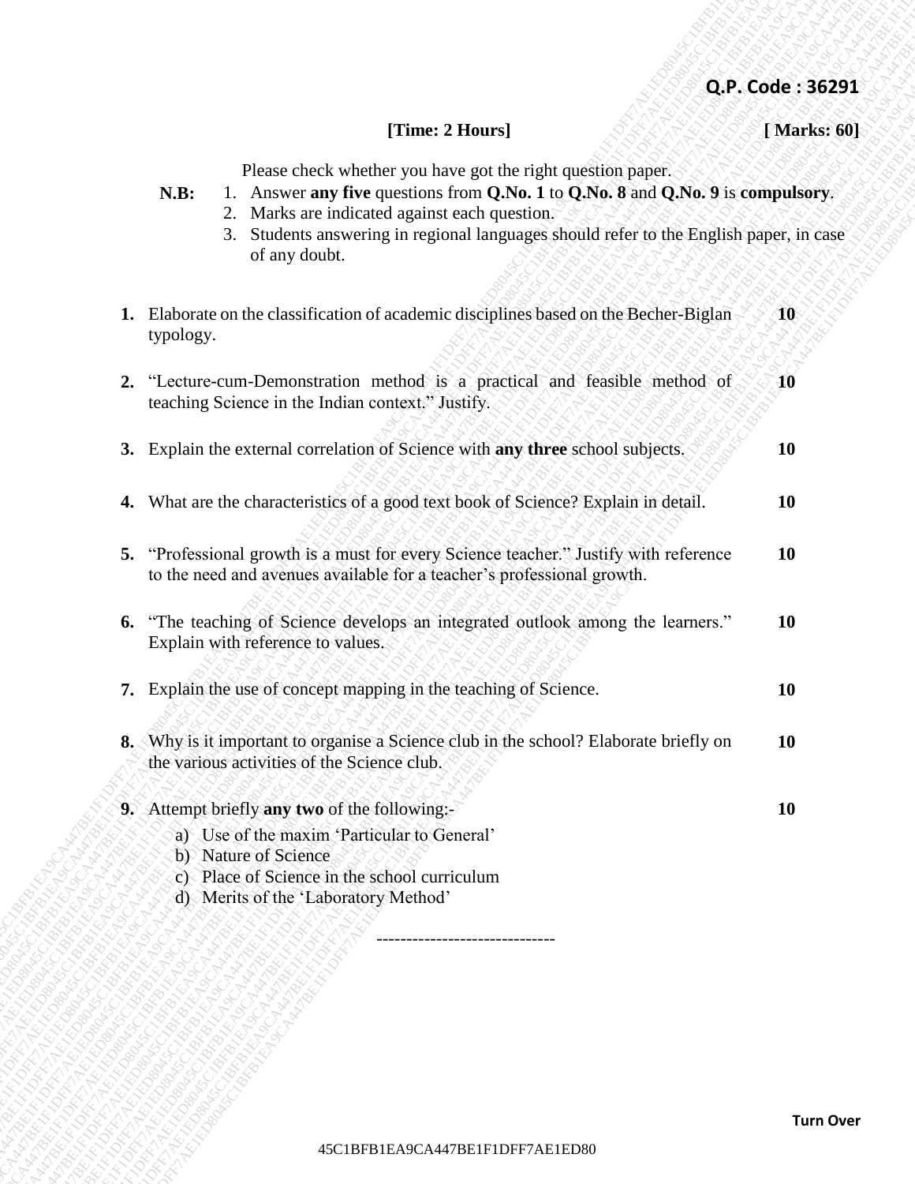**Q.P. Code : 36291**

**[Time: 2 Hours]** **[ Marks: 60]**

Please check whether you have got the right question paper.

**N.B:**
1. Answer **any five** questions from **Q.No. 1** to **Q.No. 8** and **Q.No. 9** is **compulsory**.
2. Marks are indicated against each question.
3. Students answering in regional languages should refer to the English paper, in case of any doubt.

**1.** Elaborate on the classification of academic disciplines based on the Becher-Biglan typology. **10**

**2.** "Lecture-cum-Demonstration method is a practical and feasible method of teaching Science in the Indian context." Justify. **10**

**3.** Explain the external correlation of Science with **any three** school subjects. **10**

**4.** What are the characteristics of a good text book of Science? Explain in detail. **10**

**5.** "Professional growth is a must for every Science teacher." Justify with reference to the need and avenues available for a teacher's professional growth. **10**

**6.** "The teaching of Science develops an integrated outlook among the learners." Explain with reference to values. **10**

**7.** Explain the use of concept mapping in the teaching of Science. **10**

**8.** Why is it important to organise a Science club in the school? Elaborate briefly on the various activities of the Science club. **10**

**9.** Attempt briefly **any two** of the following:- **10**

a) Use of the maxim 'Particular to General'
b) Nature of Science
c) Place of Science in the school curriculum
d) Merits of the 'Laboratory Method'

------------------------------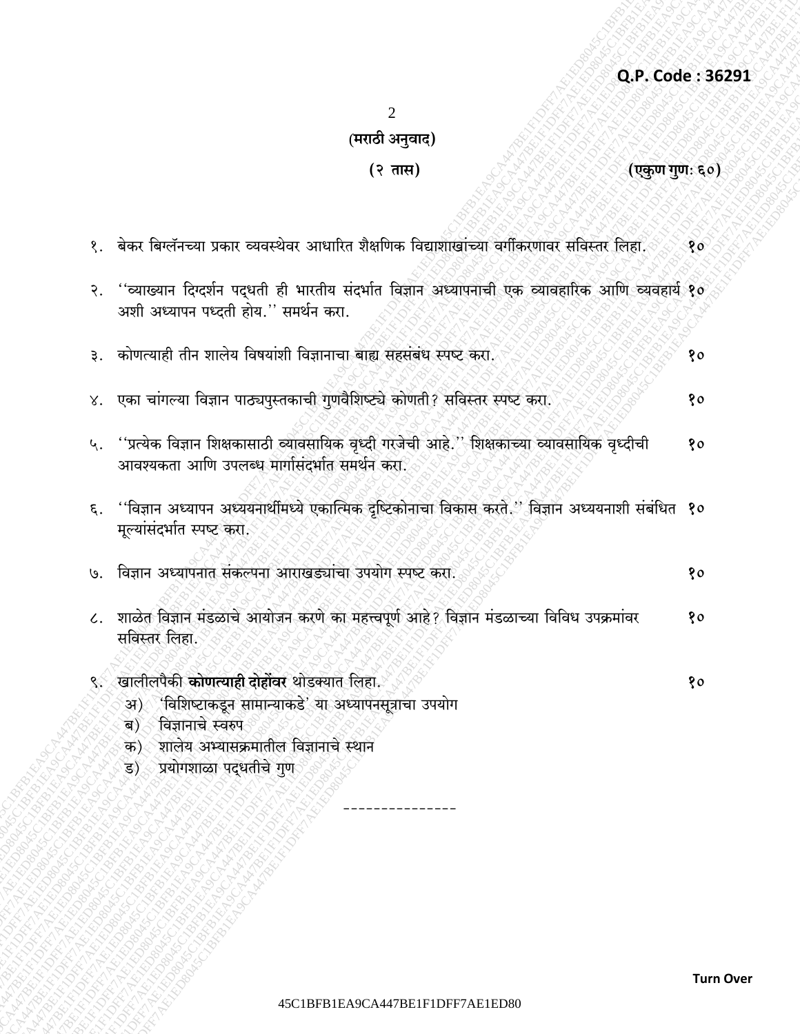**Q.P. Code : 36291**

**(मराठी अनुवाद)**

**(२ तास)** **(एकुण गुण: ६०)**

१. बेकर बिग्लॅनच्या प्रकार व्यवस्थेवर आधारित शैक्षणिक विद्याशाखांच्या वर्गीकरणावर सविस्तर लिहा. **१०**

२. ''व्याख्यान दिग्दर्शन पद्धती ही भारतीय संदर्भात विज्ञान अध्यापनाची एक व्यावहारिक आणि व्यवहार्य अशी अध्यापन पध्दती होय.'' समर्थन करा. **१०**

३. कोणत्याही तीन शालेय विषयांशी विज्ञानाचा बाह्य सहसंबंध स्पष्ट करा. **१०**

४. एका चांगल्या विज्ञान पाठ्यपुस्तकाची गुणवैशिष्ट्ये कोणती? सविस्तर स्पष्ट करा. **१०**

५. ''प्रत्येक विज्ञान शिक्षकासाठी व्यावसायिक वृध्दी गरजेची आहे.'' शिक्षकाच्या व्यावसायिक वृध्दीची आवश्यकता आणि उपलब्ध मार्गासंदर्भात समर्थन करा. **१०**

६. ''विज्ञान अध्यापन अध्ययनार्थीमध्ये एकात्मिक दृष्टिकोनाचा विकास करते.'' विज्ञान अध्ययनाशी संबंधित मूल्यांसंदर्भात स्पष्ट करा. **१०**

७. विज्ञान अध्यापनात संकल्पना आराखड्यांचा उपयोग स्पष्ट करा. **१०**

८. शाळेत विज्ञान मंडळाचे आयोजन करणे का महत्त्वपूर्ण आहे? विज्ञान मंडळाच्या विविध उपक्रमांवर सविस्तर लिहा. **१०**

९. खालीलपैकी **कोणत्याही दोहोंवर** थोडक्यात लिहा. **१०**

अ) 'विशिष्टाकडून सामान्याकडे' या अध्यापनसूत्राचा उपयोग

ब) विज्ञानाचे स्वरुप

क) शालेय अभ्यासक्रमातील विज्ञानाचे स्थान

ड) प्रयोगशाळा पद्धतीचे गुण

---------------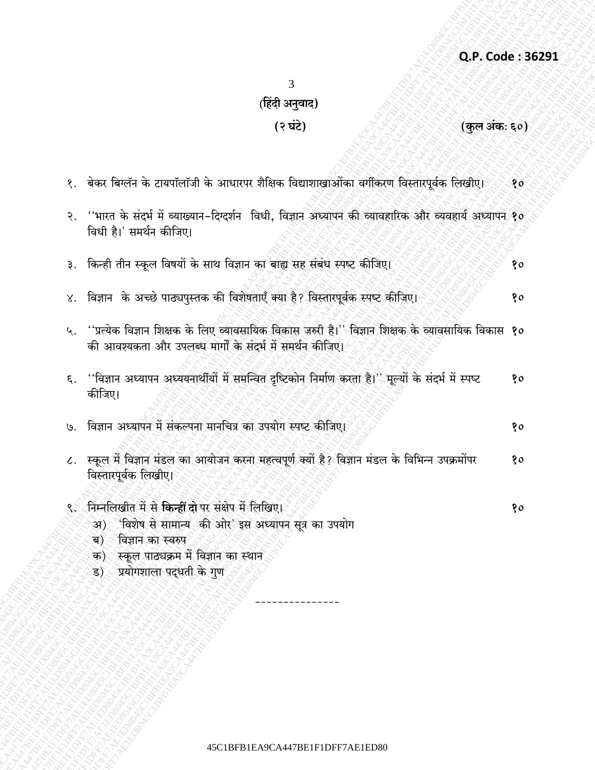**Q.P. Code : 36291**

**(हिंदी अनुवाद)**

**(२ घंटे)** **(कुल अंकः ६०)**

१. बेकर बिग्लॅन के टायपॉलॉजी के आधारपर शैक्षिक विद्याशाखाओंका वर्गीकरण विस्तारपूर्वक लिखीए। १०

२. ''भारत के संदर्भ में व्याख्यान-दिग्दर्शन विधी, विज्ञान अध्यापन की व्यावहारिक और व्यवहार्य अध्यापन विधी है।' समर्थन कीजिए। १०

३. किन्ही तीन स्कूल विषयों के साथ विज्ञान का बाह्य सह संबंध स्पष्ट कीजिए। १०

४. विज्ञान के अच्छे पाठ्यपुस्तक की विशेषताएँ क्या है? विस्तारपूर्वक स्पष्ट कीजिए। १०

५. ''प्रत्येक विज्ञान शिक्षक के लिए व्यावसायिक विकास जरुरी है।'' विज्ञान शिक्षक के व्यावसायिक विकास की आवश्यकता और उपलब्ध मार्गों के संदर्भ में समर्थन कीजिए। १०

६. ''विज्ञान अध्यापन अध्ययनार्थीयों में समन्वित दृष्टिकोन निर्माण करता है।'' मूल्यों के संदर्भ में स्पष्ट कीजिए। १०

७. विज्ञान अध्यापन में संकल्पना मानचित्र का उपयोग स्पष्ट कीजिए। १०

८. स्कूल में विज्ञान मंडल का आयोजन करना महत्वपूर्ण क्यों है? विज्ञान मंडल के विभिन्न उपक्रमोंपर विस्तारपूर्वक लिखीए। १०

९. निम्नलिखीत में से **किन्हीं दो** पर संक्षेप में लिखिए। १०

अ) 'विशेष से सामान्य की ओर' इस अध्यापन सूत्र का उपयोग

ब) विज्ञान का स्वरुप

क) स्कूल पाठ्यक्रम में विज्ञान का स्थान

ड) प्रयोगशाला पद्धती के गुण

---------------